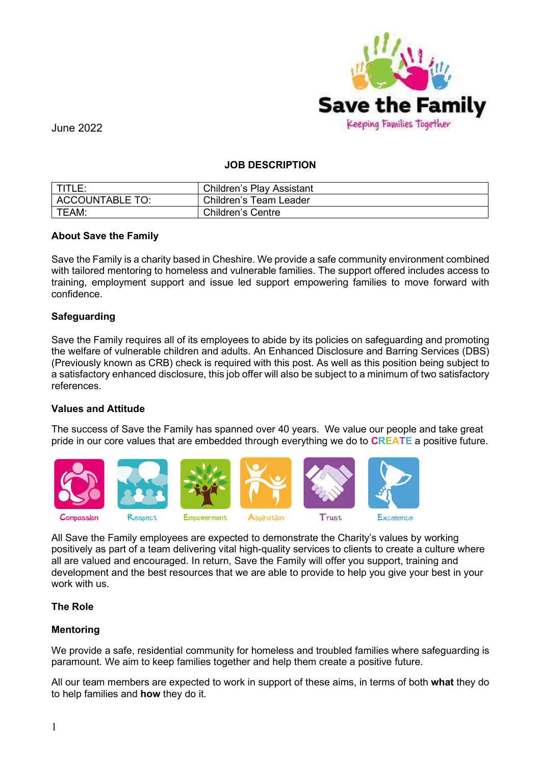Save the Family
Keeping Families Together

June 2022

## JOB DESCRIPTION

| TITLE: | Children's Play Assistant |
|---|---|
| ACCOUNTABLE TO: | Children's Team Leader |
| TEAM: | Children's Centre |

### About Save the Family

Save the Family is a charity based in Cheshire. We provide a safe community environment combined with tailored mentoring to homeless and vulnerable families. The support offered includes access to training, employment support and issue led support empowering families to move forward with confidence.

### Safeguarding

Save the Family requires all of its employees to abide by its policies on safeguarding and promoting the welfare of vulnerable children and adults. An Enhanced Disclosure and Barring Services (DBS) (Previously known as CRB) check is required with this post. As well as this position being subject to a satisfactory enhanced disclosure, this job offer will also be subject to a minimum of two satisfactory references.

### Values and Attitude

The success of Save the Family has spanned over 40 years. We value our people and take great pride in our core values that are embedded through everything we do to **CREATE** a positive future.

Compassion | Respect | Empowerment | Aspiration | Trust | Excellence

All Save the Family employees are expected to demonstrate the Charity's values by working positively as part of a team delivering vital high-quality services to clients to create a culture where all are valued and encouraged. In return, Save the Family will offer you support, training and development and the best resources that we are able to provide to help you give your best in your work with us.

### The Role

### Mentoring

We provide a safe, residential community for homeless and troubled families where safeguarding is paramount. We aim to keep families together and help them create a positive future.

All our team members are expected to work in support of these aims, in terms of both **what** they do to help families and **how** they do it.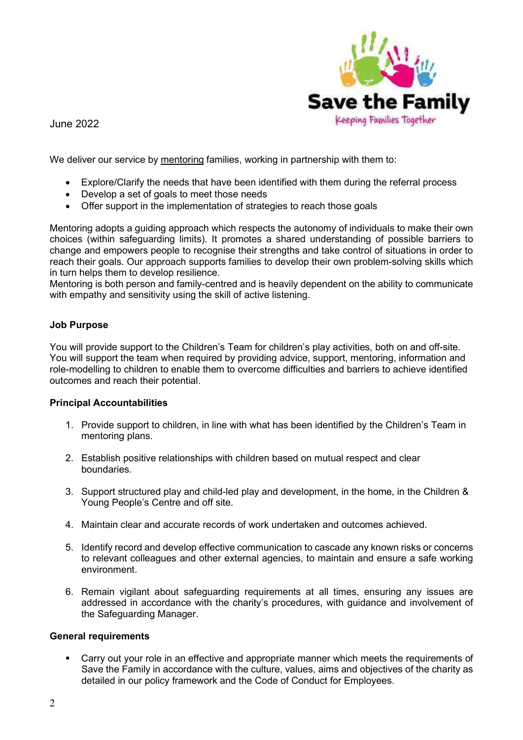June 2022

We deliver our service by mentoring families, working in partnership with them to:

- Explore/Clarify the needs that have been identified with them during the referral process
- Develop a set of goals to meet those needs
- Offer support in the implementation of strategies to reach those goals

Mentoring adopts a guiding approach which respects the autonomy of individuals to make their own choices (within safeguarding limits). It promotes a shared understanding of possible barriers to change and empowers people to recognise their strengths and take control of situations in order to reach their goals. Our approach supports families to develop their own problem-solving skills which in turn helps them to develop resilience.
Mentoring is both person and family-centred and is heavily dependent on the ability to communicate with empathy and sensitivity using the skill of active listening.

**Job Purpose**

You will provide support to the Children's Team for children's play activities, both on and off-site. You will support the team when required by providing advice, support, mentoring, information and role-modelling to children to enable them to overcome difficulties and barriers to achieve identified outcomes and reach their potential.

**Principal Accountabilities**

1. Provide support to children, in line with what has been identified by the Children's Team in mentoring plans.

2. Establish positive relationships with children based on mutual respect and clear boundaries.

3. Support structured play and child-led play and development, in the home, in the Children & Young People's Centre and off site.

4. Maintain clear and accurate records of work undertaken and outcomes achieved.

5. Identify record and develop effective communication to cascade any known risks or concerns to relevant colleagues and other external agencies, to maintain and ensure a safe working environment.

6. Remain vigilant about safeguarding requirements at all times, ensuring any issues are addressed in accordance with the charity's procedures, with guidance and involvement of the Safeguarding Manager.

**General requirements**

- Carry out your role in an effective and appropriate manner which meets the requirements of Save the Family in accordance with the culture, values, aims and objectives of the charity as detailed in our policy framework and the Code of Conduct for Employees.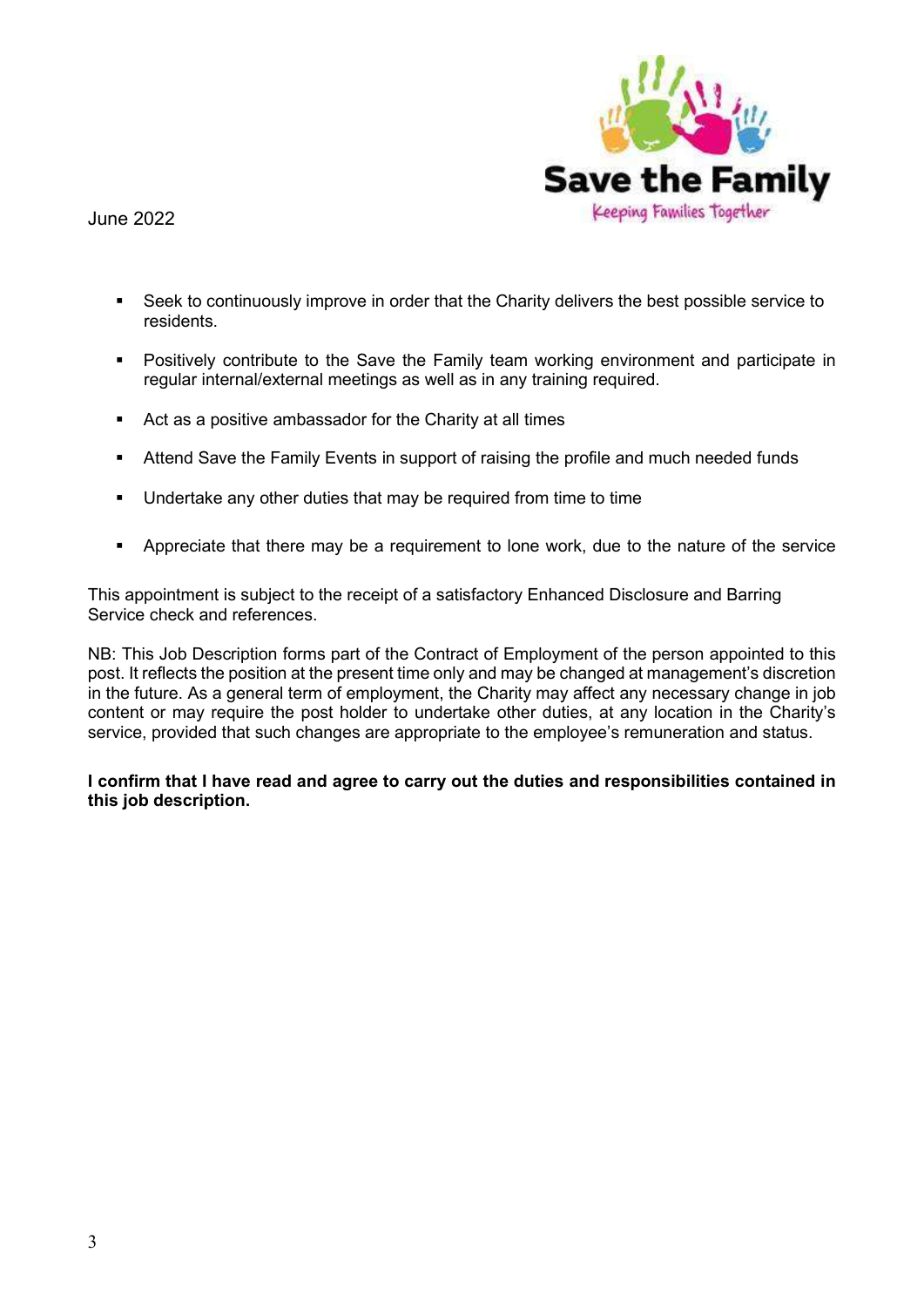June 2022

- Seek to continuously improve in order that the Charity delivers the best possible service to residents.
- Positively contribute to the Save the Family team working environment and participate in regular internal/external meetings as well as in any training required.
- Act as a positive ambassador for the Charity at all times
- Attend Save the Family Events in support of raising the profile and much needed funds
- Undertake any other duties that may be required from time to time
- Appreciate that there may be a requirement to lone work, due to the nature of the service

This appointment is subject to the receipt of a satisfactory Enhanced Disclosure and Barring Service check and references.

NB: This Job Description forms part of the Contract of Employment of the person appointed to this post. It reflects the position at the present time only and may be changed at management's discretion in the future. As a general term of employment, the Charity may affect any necessary change in job content or may require the post holder to undertake other duties, at any location in the Charity's service, provided that such changes are appropriate to the employee's remuneration and status.

**I confirm that I have read and agree to carry out the duties and responsibilities contained in this job description.**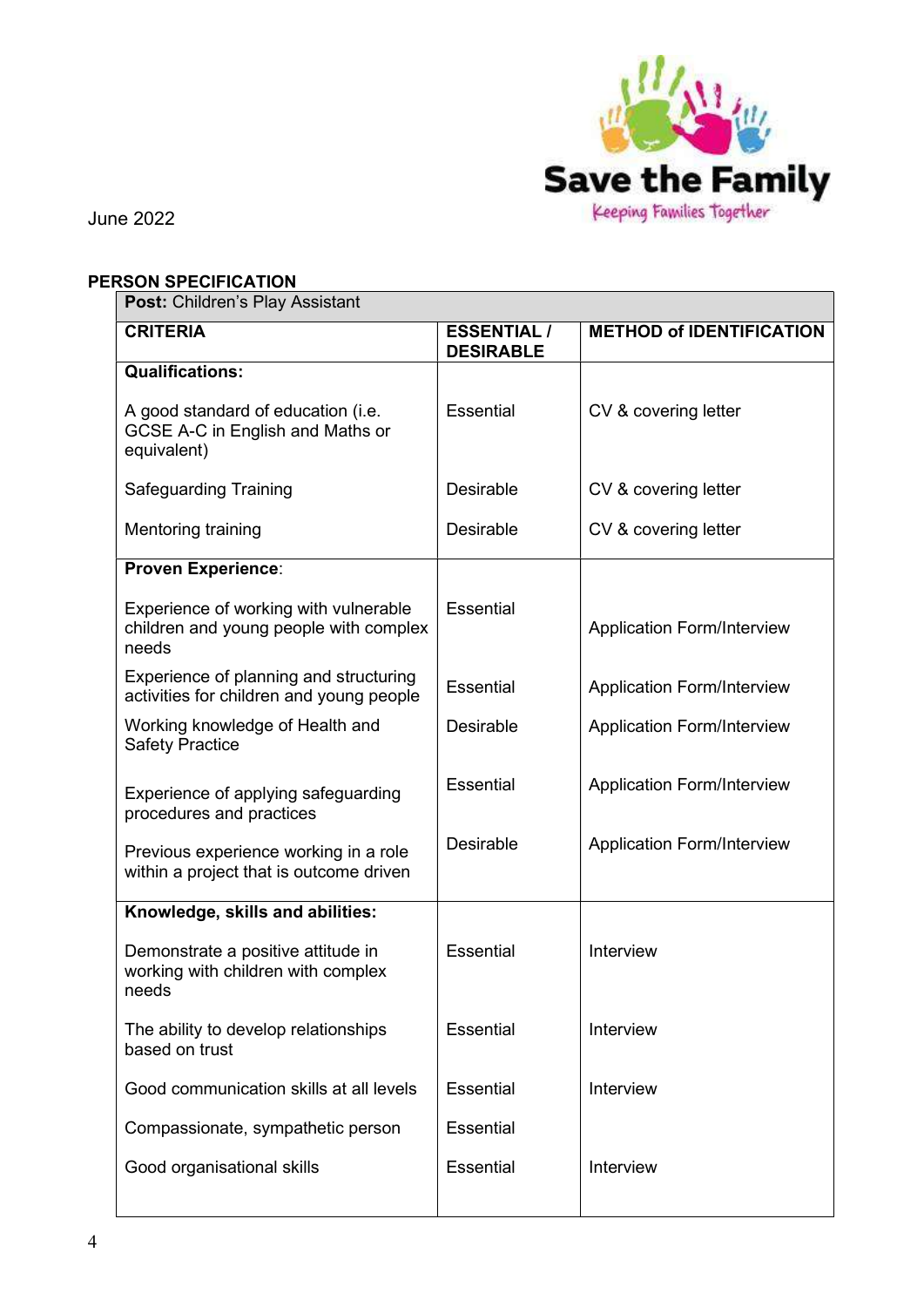Save the Family
Keeping Families Together

June 2022

**PERSON SPECIFICATION**

| **Post:** Children's Play Assistant | | |
|---|---|---|
| **CRITERIA** | **ESSENTIAL / DESIRABLE** | **METHOD of IDENTIFICATION** |
| **Qualifications:** | | |
| A good standard of education (i.e. GCSE A-C in English and Maths or equivalent) | Essential | CV & covering letter |
| Safeguarding Training | Desirable | CV & covering letter |
| Mentoring training | Desirable | CV & covering letter |
| **Proven Experience**: | | |
| Experience of working with vulnerable children and young people with complex needs | Essential | Application Form/Interview |
| Experience of planning and structuring activities for children and young people | Essential | Application Form/Interview |
| Working knowledge of Health and Safety Practice | Desirable | Application Form/Interview |
| Experience of applying safeguarding procedures and practices | Essential | Application Form/Interview |
| Previous experience working in a role within a project that is outcome driven | Desirable | Application Form/Interview |
| **Knowledge, skills and abilities:** | | |
| Demonstrate a positive attitude in working with children with complex needs | Essential | Interview |
| The ability to develop relationships based on trust | Essential | Interview |
| Good communication skills at all levels | Essential | Interview |
| Compassionate, sympathetic person | Essential | |
| Good organisational skills | Essential | Interview |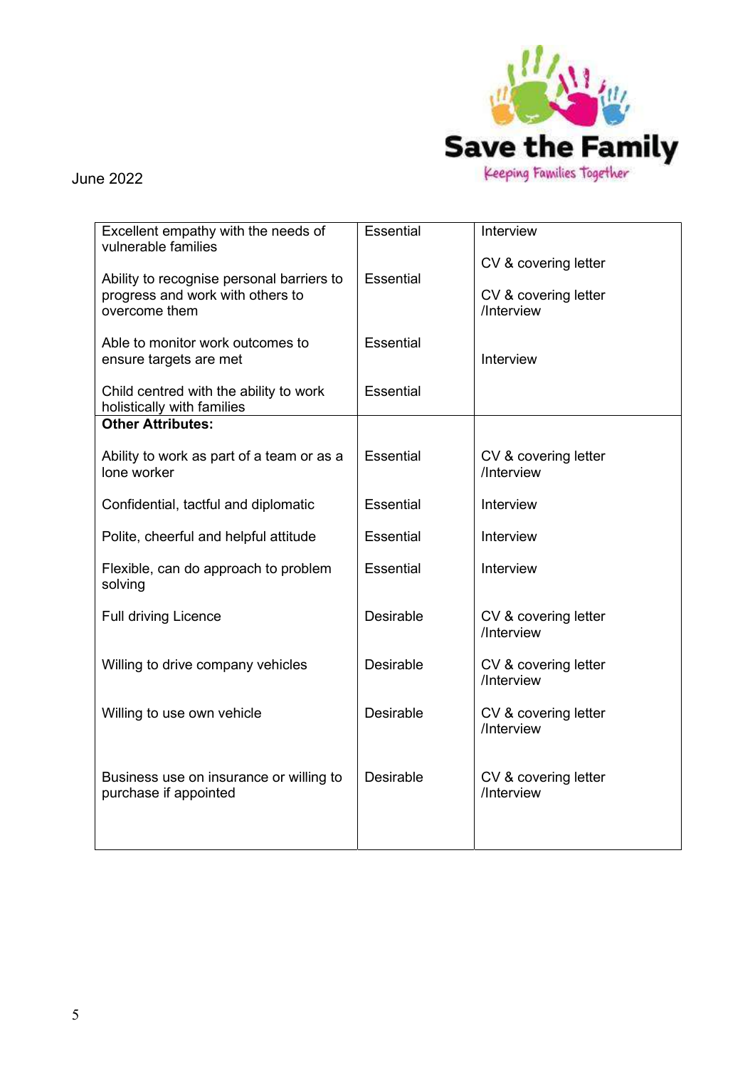| | | |
|---|---|---|
| Excellent empathy with the needs of vulnerable families | Essential | Interview<br><br>CV & covering letter |
| Ability to recognise personal barriers to progress and work with others to overcome them | Essential | CV & covering letter /Interview |
| Able to monitor work outcomes to ensure targets are met | Essential | Interview |
| Child centred with the ability to work holistically with families | Essential | |
| **Other Attributes:** | | |
| Ability to work as part of a team or as a lone worker | Essential | CV & covering letter /Interview |
| Confidential, tactful and diplomatic | Essential | Interview |
| Polite, cheerful and helpful attitude | Essential | Interview |
| Flexible, can do approach to problem solving | Essential | Interview |
| Full driving Licence | Desirable | CV & covering letter /Interview |
| Willing to drive company vehicles | Desirable | CV & covering letter /Interview |
| Willing to use own vehicle | Desirable | CV & covering letter /Interview |
| Business use on insurance or willing to purchase if appointed | Desirable | CV & covering letter /Interview |